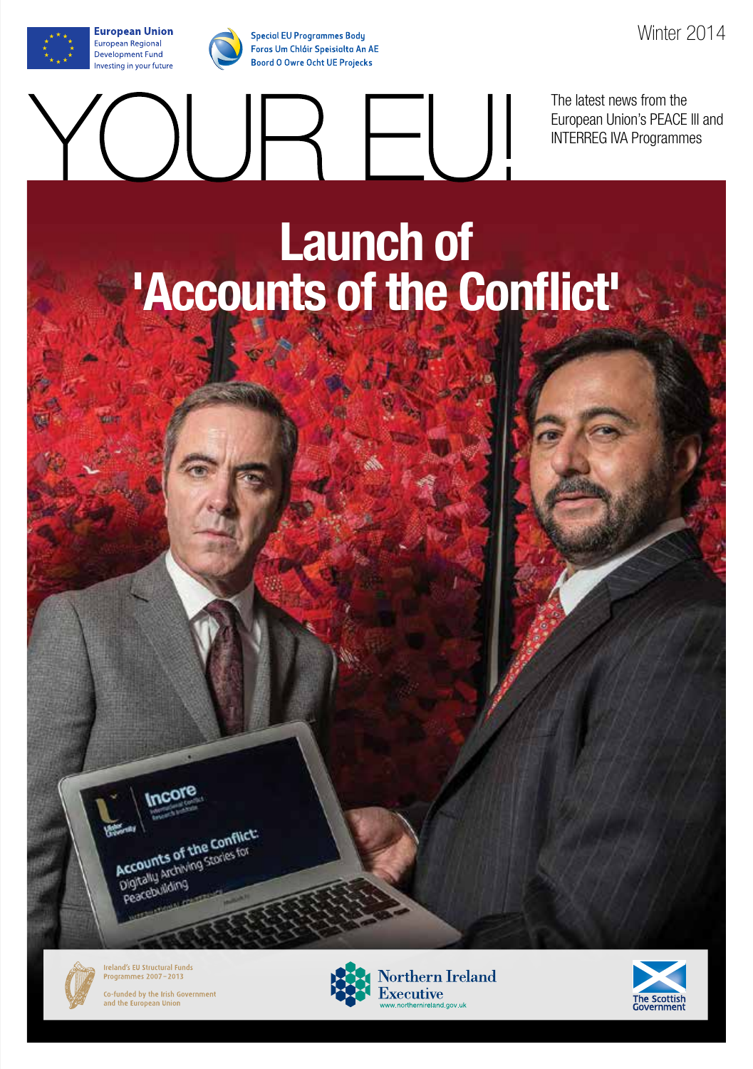European Union
European Regional Development Fund
Investing in your future

Special EU Programmes Body
Foras Um Chláir Speisialta An AE
Boord O Owre Ocht UE Projecks

Winter 2014

# YOUR EU!

The latest news from the European Union's PEACE III and INTERREG IVA Programmes

## Launch of 'Accounts of the Conflict'

Incore

Accounts of the Conflict: Digitally Archiving Stories for Peacebuilding

Ireland's EU Structural Funds Programmes 2007–2013
Co-funded by the Irish Government and the European Union

Northern Ireland Executive
www.northernireland.gov.uk

The Scottish Government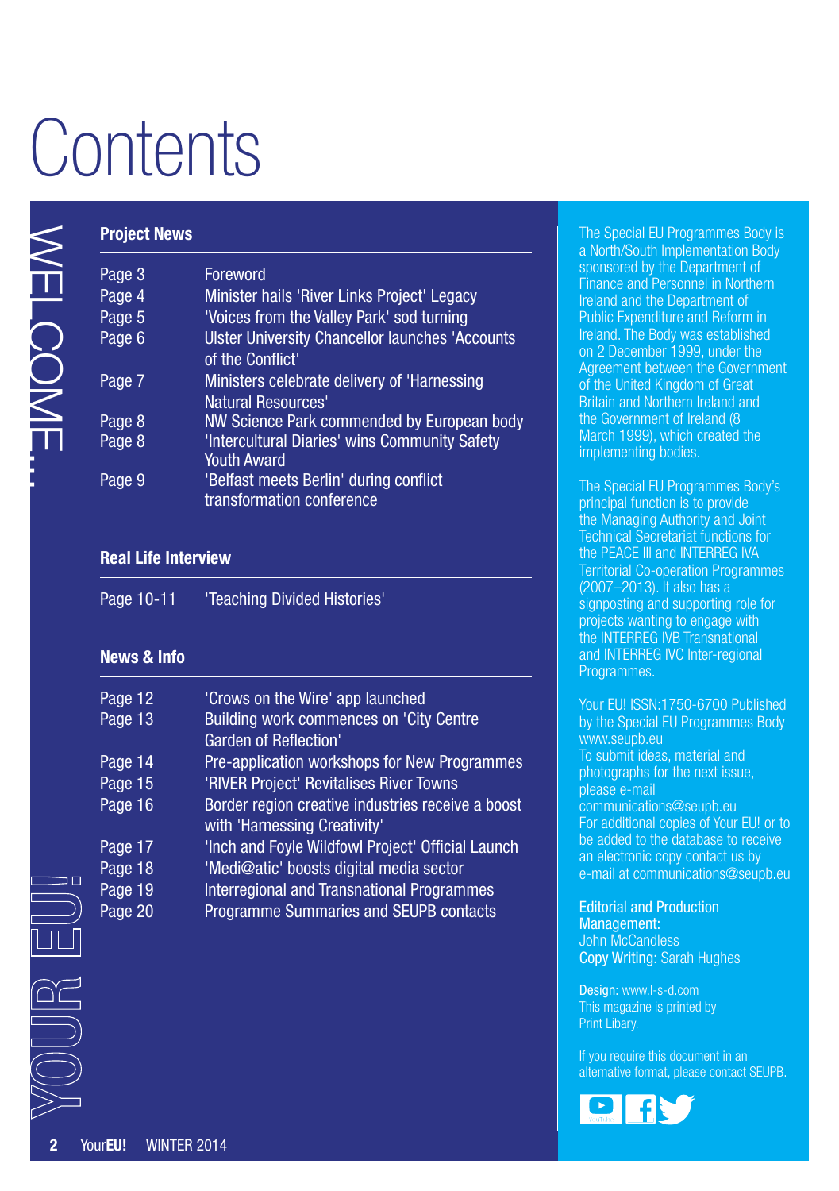# Contents

WELCOME...

## Project News

| | |
|---|---|
| Page 3 | Foreword |
| Page 4 | Minister hails 'River Links Project' Legacy |
| Page 5 | 'Voices from the Valley Park' sod turning |
| Page 6 | Ulster University Chancellor launches 'Accounts of the Conflict' |
| Page 7 | Ministers celebrate delivery of 'Harnessing Natural Resources' |
| Page 8 | NW Science Park commended by European body |
| Page 8 | 'Intercultural Diaries' wins Community Safety Youth Award |
| Page 9 | 'Belfast meets Berlin' during conflict transformation conference |

## Real Life Interview

| | |
|---|---|
| Page 10-11 | 'Teaching Divided Histories' |

## News & Info

| | |
|---|---|
| Page 12 | 'Crows on the Wire' app launched |
| Page 13 | Building work commences on 'City Centre Garden of Reflection' |
| Page 14 | Pre-application workshops for New Programmes |
| Page 15 | 'RIVER Project' Revitalises River Towns |
| Page 16 | Border region creative industries receive a boost with 'Harnessing Creativity' |
| Page 17 | 'Inch and Foyle Wildfowl Project' Official Launch |
| Page 18 | 'Medi@atic' boosts digital media sector |
| Page 19 | Interregional and Transnational Programmes |
| Page 20 | Programme Summaries and SEUPB contacts |

YOUR EU!

The Special EU Programmes Body is a North/South Implementation Body sponsored by the Department of Finance and Personnel in Northern Ireland and the Department of Public Expenditure and Reform in Ireland. The Body was established on 2 December 1999, under the Agreement between the Government of the United Kingdom of Great Britain and Northern Ireland and the Government of Ireland (8 March 1999), which created the implementing bodies.

The Special EU Programmes Body's principal function is to provide the Managing Authority and Joint Technical Secretariat functions for the PEACE III and INTERREG IVA Territorial Co-operation Programmes (2007–2013). It also has a signposting and supporting role for projects wanting to engage with the INTERREG IVB Transnational and INTERREG IVC Inter-regional Programmes.

Your EU! ISSN:1750-6700 Published by the Special EU Programmes Body www.seupb.eu
To submit ideas, material and photographs for the next issue, please e-mail communications@seupb.eu
For additional copies of Your EU! or to be added to the database to receive an electronic copy contact us by e-mail at communications@seupb.eu

**Editorial and Production Management:** John McCandless
**Copy Writing:** Sarah Hughes

**Design:** www.l-s-d.com
This magazine is printed by Print Libary.

If you require this document in an alternative format, please contact SEUPB.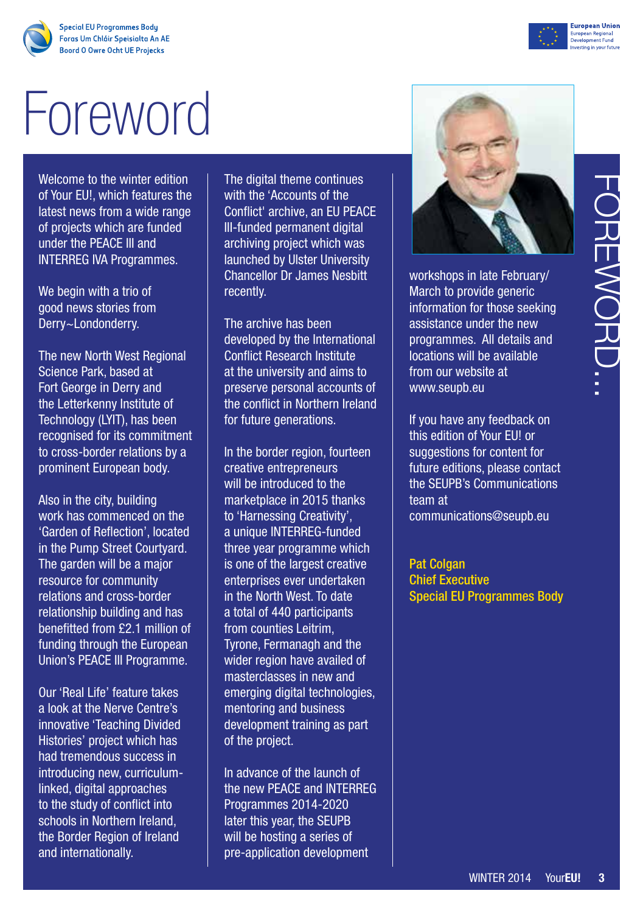# Foreword

Welcome to the winter edition of Your EU!, which features the latest news from a wide range of projects which are funded under the PEACE III and INTERREG IVA Programmes.

We begin with a trio of good news stories from Derry~Londonderry.

The new North West Regional Science Park, based at Fort George in Derry and the Letterkenny Institute of Technology (LYIT), has been recognised for its commitment to cross-border relations by a prominent European body.

Also in the city, building work has commenced on the 'Garden of Reflection', located in the Pump Street Courtyard. The garden will be a major resource for community relations and cross-border relationship building and has benefitted from £2.1 million of funding through the European Union's PEACE III Programme.

Our 'Real Life' feature takes a look at the Nerve Centre's innovative 'Teaching Divided Histories' project which has had tremendous success in introducing new, curriculum-linked, digital approaches to the study of conflict into schools in Northern Ireland, the Border Region of Ireland and internationally.

The digital theme continues with the 'Accounts of the Conflict' archive, an EU PEACE III-funded permanent digital archiving project which was launched by Ulster University Chancellor Dr James Nesbitt recently.

The archive has been developed by the International Conflict Research Institute at the university and aims to preserve personal accounts of the conflict in Northern Ireland for future generations.

In the border region, fourteen creative entrepreneurs will be introduced to the marketplace in 2015 thanks to 'Harnessing Creativity', a unique INTERREG-funded three year programme which is one of the largest creative enterprises ever undertaken in the North West. To date a total of 440 participants from counties Leitrim, Tyrone, Fermanagh and the wider region have availed of masterclasses in new and emerging digital technologies, mentoring and business development training as part of the project.

In advance of the launch of the new PEACE and INTERREG Programmes 2014-2020 later this year, the SEUPB will be hosting a series of pre-application development workshops in late February/ March to provide generic information for those seeking assistance under the new programmes. All details and locations will be available from our website at www.seupb.eu

If you have any feedback on this edition of Your EU! or suggestions for content for future editions, please contact the SEUPB's Communications team at communications@seupb.eu

**Pat Colgan**
**Chief Executive**
**Special EU Programmes Body**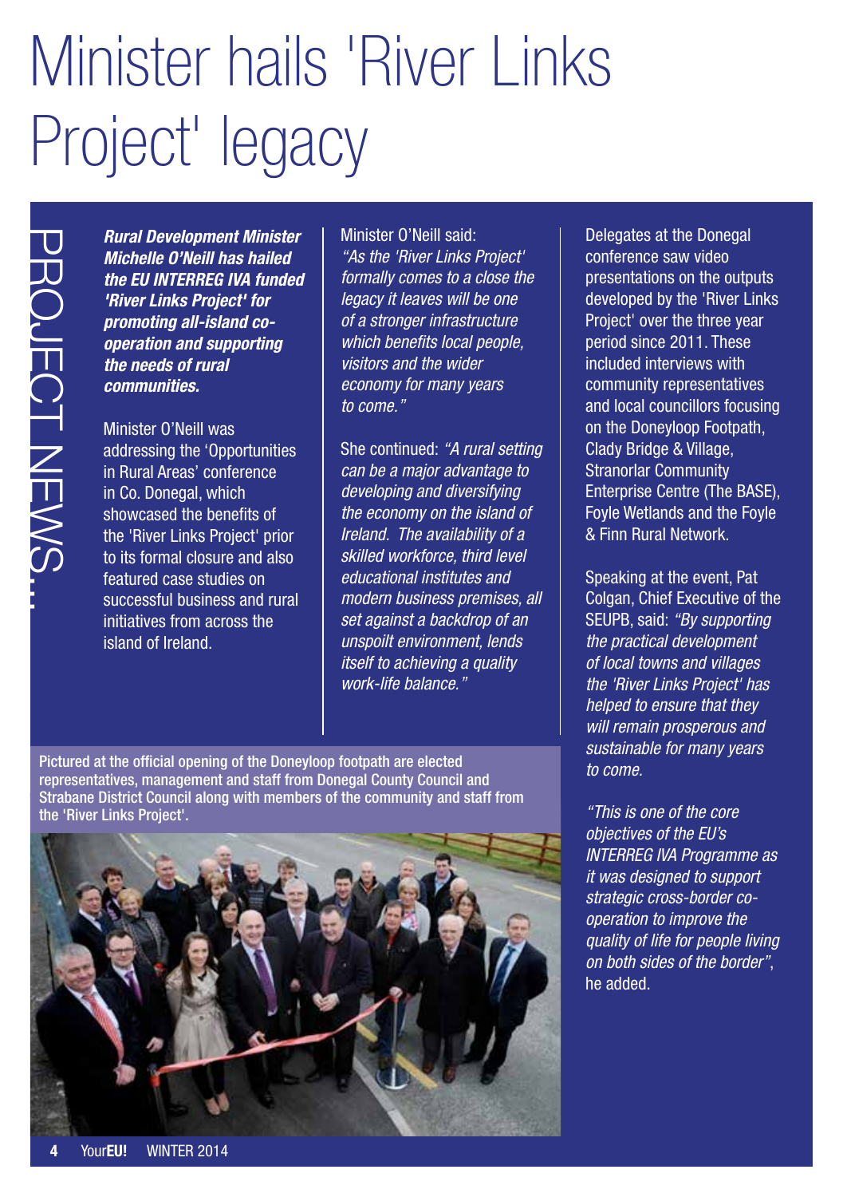# Minister hails 'River Links Project' legacy

PROJECT NEWS...

***Rural Development Minister Michelle O'Neill has hailed the EU INTERREG IVA funded 'River Links Project' for promoting all-island co-operation and supporting the needs of rural communities.***

Minister O'Neill was addressing the 'Opportunities in Rural Areas' conference in Co. Donegal, which showcased the benefits of the 'River Links Project' prior to its formal closure and also featured case studies on successful business and rural initiatives from across the island of Ireland.

Minister O'Neill said: *"As the 'River Links Project' formally comes to a close the legacy it leaves will be one of a stronger infrastructure which benefits local people, visitors and the wider economy for many years to come."*

She continued: *"A rural setting can be a major advantage to developing and diversifying the economy on the island of Ireland. The availability of a skilled workforce, third level educational institutes and modern business premises, all set against a backdrop of an unspoilt environment, lends itself to achieving a quality work-life balance."*

Delegates at the Donegal conference saw video presentations on the outputs developed by the 'River Links Project' over the three year period since 2011. These included interviews with community representatives and local councillors focusing on the Doneyloop Footpath, Clady Bridge & Village, Stranorlar Community Enterprise Centre (The BASE), Foyle Wetlands and the Foyle & Finn Rural Network.

Speaking at the event, Pat Colgan, Chief Executive of the SEUPB, said: *"By supporting the practical development of local towns and villages the 'River Links Project' has helped to ensure that they will remain prosperous and sustainable for many years to come.*

*"This is one of the core objectives of the EU's INTERREG IVA Programme as it was designed to support strategic cross-border co-operation to improve the quality of life for people living on both sides of the border"*, he added.

Pictured at the official opening of the Doneyloop footpath are elected representatives, management and staff from Donegal County Council and Strabane District Council along with members of the community and staff from the 'River Links Project'.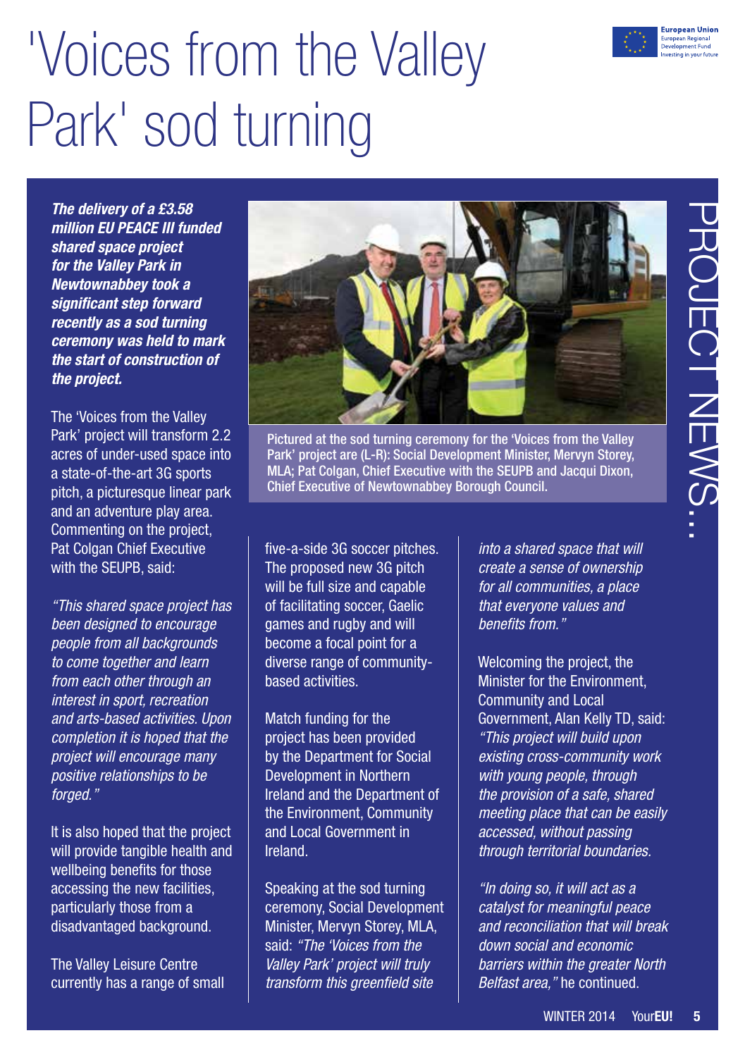# 'Voices from the Valley Park' sod turning

PROJECT NEWS...

***The delivery of a £3.58 million EU PEACE III funded shared space project for the Valley Park in Newtownabbey took a significant step forward recently as a sod turning ceremony was held to mark the start of construction of the project.***

Pictured at the sod turning ceremony for the 'Voices from the Valley Park' project are (L-R): Social Development Minister, Mervyn Storey, MLA; Pat Colgan, Chief Executive with the SEUPB and Jacqui Dixon, Chief Executive of Newtownabbey Borough Council.

The 'Voices from the Valley Park' project will transform 2.2 acres of under-used space into a state-of-the-art 3G sports pitch, a picturesque linear park and an adventure play area. Commenting on the project, Pat Colgan Chief Executive with the SEUPB, said:

*"This shared space project has been designed to encourage people from all backgrounds to come together and learn from each other through an interest in sport, recreation and arts-based activities. Upon completion it is hoped that the project will encourage many positive relationships to be forged."*

It is also hoped that the project will provide tangible health and wellbeing benefits for those accessing the new facilities, particularly those from a disadvantaged background.

The Valley Leisure Centre currently has a range of small five-a-side 3G soccer pitches. The proposed new 3G pitch will be full size and capable of facilitating soccer, Gaelic games and rugby and will become a focal point for a diverse range of community-based activities.

Match funding for the project has been provided by the Department for Social Development in Northern Ireland and the Department of the Environment, Community and Local Government in Ireland.

Speaking at the sod turning ceremony, Social Development Minister, Mervyn Storey, MLA, said: *"The 'Voices from the Valley Park' project will truly transform this greenfield site into a shared space that will create a sense of ownership for all communities, a place that everyone values and benefits from."*

Welcoming the project, the Minister for the Environment, Community and Local Government, Alan Kelly TD, said: *"This project will build upon existing cross-community work with young people, through the provision of a safe, shared meeting place that can be easily accessed, without passing through territorial boundaries.*

*"In doing so, it will act as a catalyst for meaningful peace and reconciliation that will break down social and economic barriers within the greater North Belfast area,"* he continued.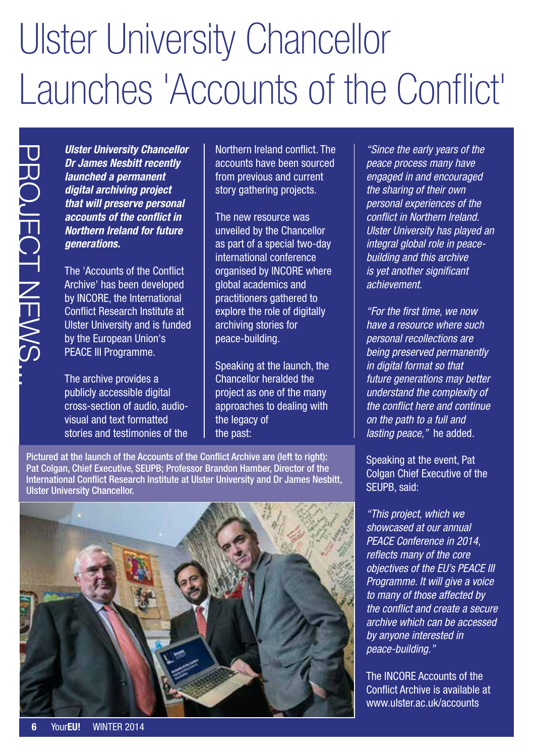# Ulster University Chancellor Launches 'Accounts of the Conflict'

PROJECT NEWS...

***Ulster University Chancellor Dr James Nesbitt recently launched a permanent digital archiving project that will preserve personal accounts of the conflict in Northern Ireland for future generations.***

The 'Accounts of the Conflict Archive' has been developed by INCORE, the International Conflict Research Institute at Ulster University and is funded by the European Union's PEACE III Programme.

The archive provides a publicly accessible digital cross-section of audio, audio-visual and text formatted stories and testimonies of the Northern Ireland conflict. The accounts have been sourced from previous and current story gathering projects.

The new resource was unveiled by the Chancellor as part of a special two-day international conference organised by INCORE where global academics and practitioners gathered to explore the role of digitally archiving stories for peace-building.

Speaking at the launch, the Chancellor heralded the project as one of the many approaches to dealing with the legacy of the past:

*"Since the early years of the peace process many have engaged in and encouraged the sharing of their own personal experiences of the conflict in Northern Ireland. Ulster University has played an integral global role in peace-building and this archive is yet another significant achievement.*

*"For the first time, we now have a resource where such personal recollections are being preserved permanently in digital format so that future generations may better understand the complexity of the conflict here and continue on the path to a full and lasting peace,"* he added.

Speaking at the event, Pat Colgan Chief Executive of the SEUPB, said:

*"This project, which we showcased at our annual PEACE Conference in 2014, reflects many of the core objectives of the EU's PEACE III Programme. It will give a voice to many of those affected by the conflict and create a secure archive which can be accessed by anyone interested in peace-building."*

The INCORE Accounts of the Conflict Archive is available at www.ulster.ac.uk/accounts

Pictured at the launch of the Accounts of the Conflict Archive are (left to right): Pat Colgan, Chief Executive, SEUPB; Professor Brandon Hamber, Director of the International Conflict Research Institute at Ulster University and Dr James Nesbitt, Ulster University Chancellor.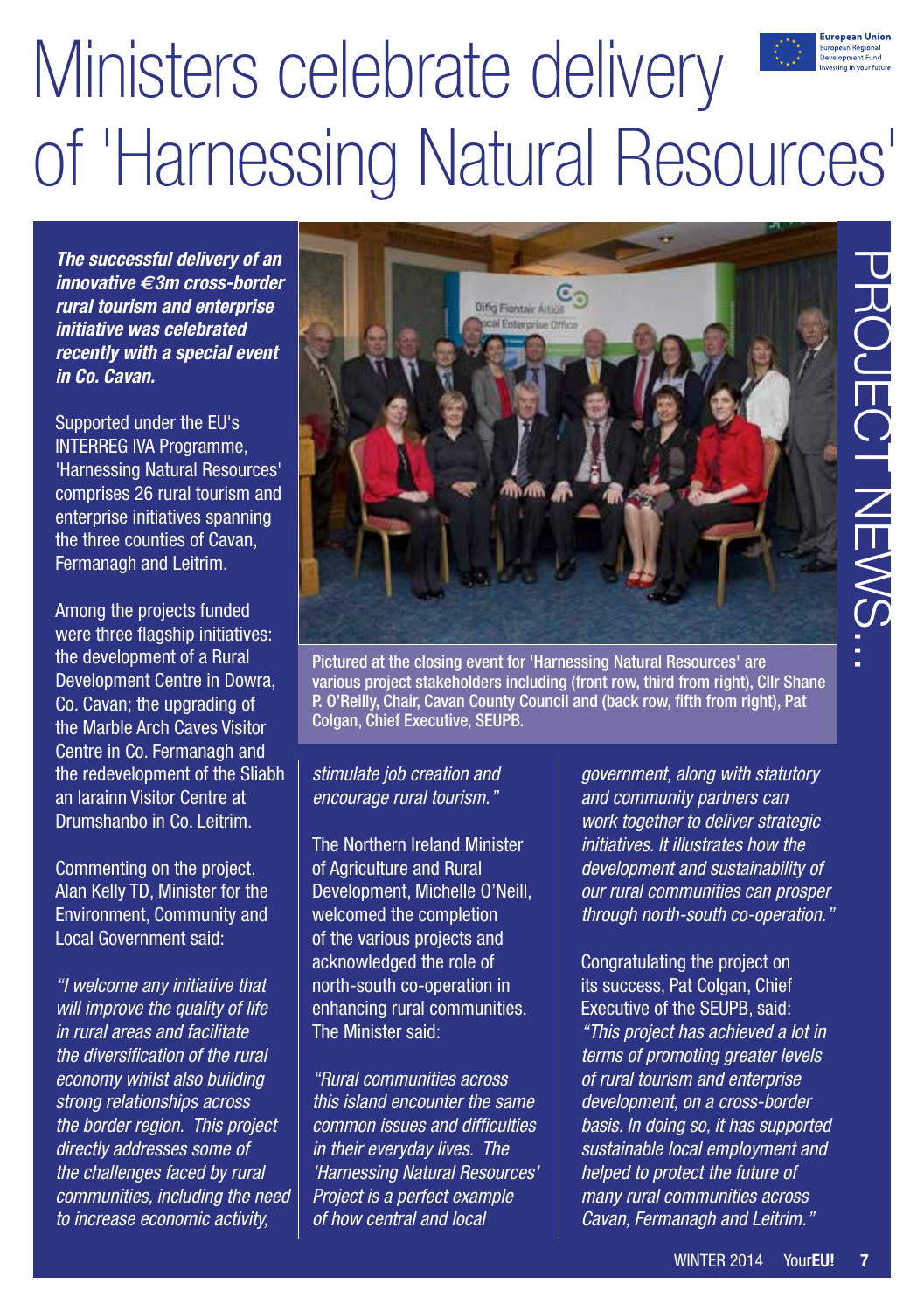# Ministers celebrate delivery of 'Harnessing Natural Resources'

PROJECT NEWS...

***The successful delivery of an innovative €3m cross-border rural tourism and enterprise initiative was celebrated recently with a special event in Co. Cavan.***

Supported under the EU's INTERREG IVA Programme, 'Harnessing Natural Resources' comprises 26 rural tourism and enterprise initiatives spanning the three counties of Cavan, Fermanagh and Leitrim.

Among the projects funded were three flagship initiatives: the development of a Rural Development Centre in Dowra, Co. Cavan; the upgrading of the Marble Arch Caves Visitor Centre in Co. Fermanagh and the redevelopment of the Sliabh an Iarainn Visitor Centre at Drumshanbo in Co. Leitrim.

Commenting on the project, Alan Kelly TD, Minister for the Environment, Community and Local Government said:

*"I welcome any initiative that will improve the quality of life in rural areas and facilitate the diversification of the rural economy whilst also building strong relationships across the border region. This project directly addresses some of the challenges faced by rural communities, including the need to increase economic activity, stimulate job creation and encourage rural tourism."*

Pictured at the closing event for 'Harnessing Natural Resources' are various project stakeholders including (front row, third from right), Cllr Shane P. O'Reilly, Chair, Cavan County Council and (back row, fifth from right), Pat Colgan, Chief Executive, SEUPB.

The Northern Ireland Minister of Agriculture and Rural Development, Michelle O'Neill, welcomed the completion of the various projects and acknowledged the role of north-south co-operation in enhancing rural communities. The Minister said:

*"Rural communities across this island encounter the same common issues and difficulties in their everyday lives. The 'Harnessing Natural Resources' Project is a perfect example of how central and local government, along with statutory and community partners can work together to deliver strategic initiatives. It illustrates how the development and sustainability of our rural communities can prosper through north-south co-operation."*

Congratulating the project on its success, Pat Colgan, Chief Executive of the SEUPB, said: *"This project has achieved a lot in terms of promoting greater levels of rural tourism and enterprise development, on a cross-border basis. In doing so, it has supported sustainable local employment and helped to protect the future of many rural communities across Cavan, Fermanagh and Leitrim."*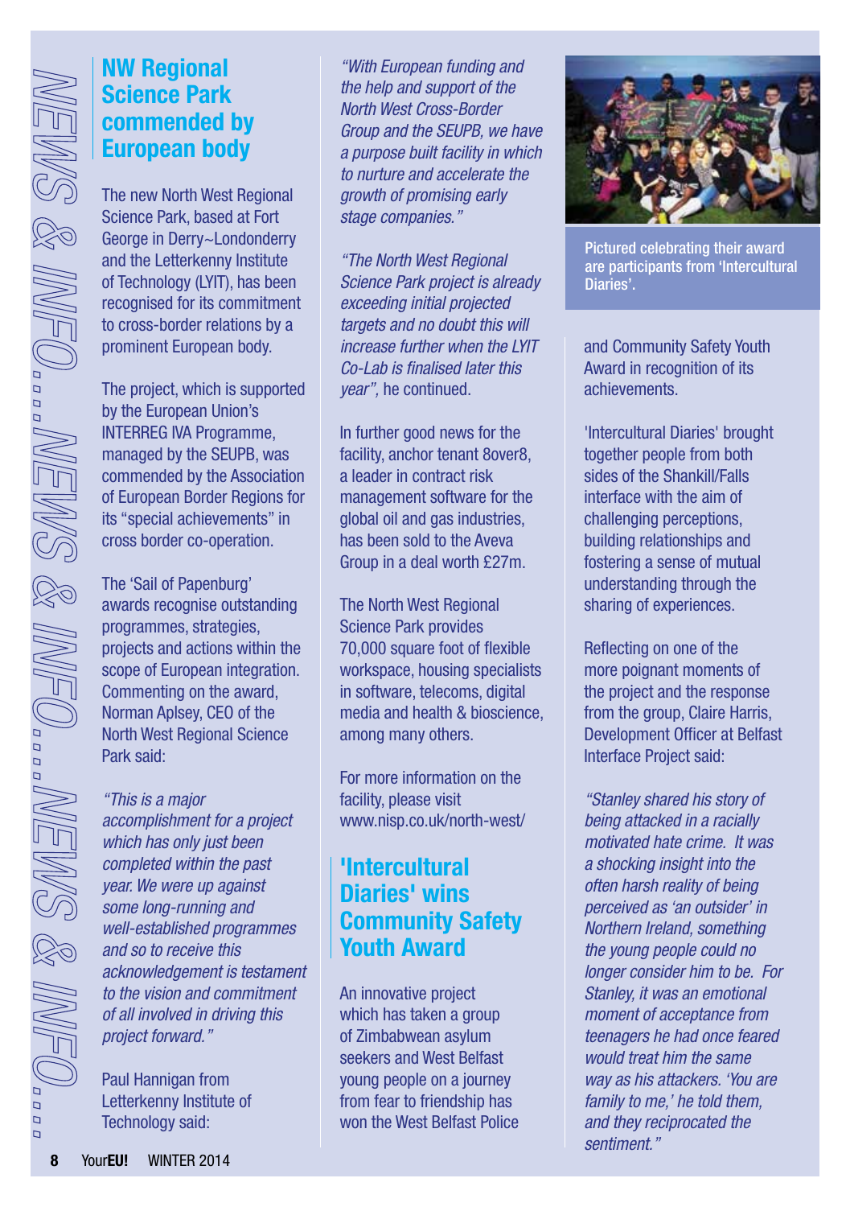## NW Regional Science Park commended by European body

The new North West Regional Science Park, based at Fort George in Derry~Londonderry and the Letterkenny Institute of Technology (LYIT), has been recognised for its commitment to cross-border relations by a prominent European body.

The project, which is supported by the European Union's INTERREG IVA Programme, managed by the SEUPB, was commended by the Association of European Border Regions for its "special achievements" in cross border co-operation.

The 'Sail of Papenburg' awards recognise outstanding programmes, strategies, projects and actions within the scope of European integration. Commenting on the award, Norman Aplsey, CEO of the North West Regional Science Park said:

*"This is a major accomplishment for a project which has only just been completed within the past year. We were up against some long-running and well-established programmes and so to receive this acknowledgement is testament to the vision and commitment of all involved in driving this project forward."*

Paul Hannigan from Letterkenny Institute of Technology said:

*"With European funding and the help and support of the North West Cross-Border Group and the SEUPB, we have a purpose built facility in which to nurture and accelerate the growth of promising early stage companies."*

*"The North West Regional Science Park project is already exceeding initial projected targets and no doubt this will increase further when the LYIT Co-Lab is finalised later this year"*, he continued.

In further good news for the facility, anchor tenant 8over8, a leader in contract risk management software for the global oil and gas industries, has been sold to the Aveva Group in a deal worth £27m.

The North West Regional Science Park provides 70,000 square foot of flexible workspace, housing specialists in software, telecoms, digital media and health & bioscience, among many others.

For more information on the facility, please visit www.nisp.co.uk/north-west/

## 'Intercultural Diaries' wins Community Safety Youth Award

Pictured celebrating their award are participants from 'Intercultural Diaries'.

An innovative project which has taken a group of Zimbabwean asylum seekers and West Belfast young people on a journey from fear to friendship has won the West Belfast Police and Community Safety Youth Award in recognition of its achievements.

'Intercultural Diaries' brought together people from both sides of the Shankill/Falls interface with the aim of challenging perceptions, building relationships and fostering a sense of mutual understanding through the sharing of experiences.

Reflecting on one of the more poignant moments of the project and the response from the group, Claire Harris, Development Officer at Belfast Interface Project said:

*"Stanley shared his story of being attacked in a racially motivated hate crime. It was a shocking insight into the often harsh reality of being perceived as 'an outsider' in Northern Ireland, something the young people could no longer consider him to be. For Stanley, it was an emotional moment of acceptance from teenagers he had once feared would treat him the same way as his attackers. 'You are family to me,' he told them, and they reciprocated the sentiment."*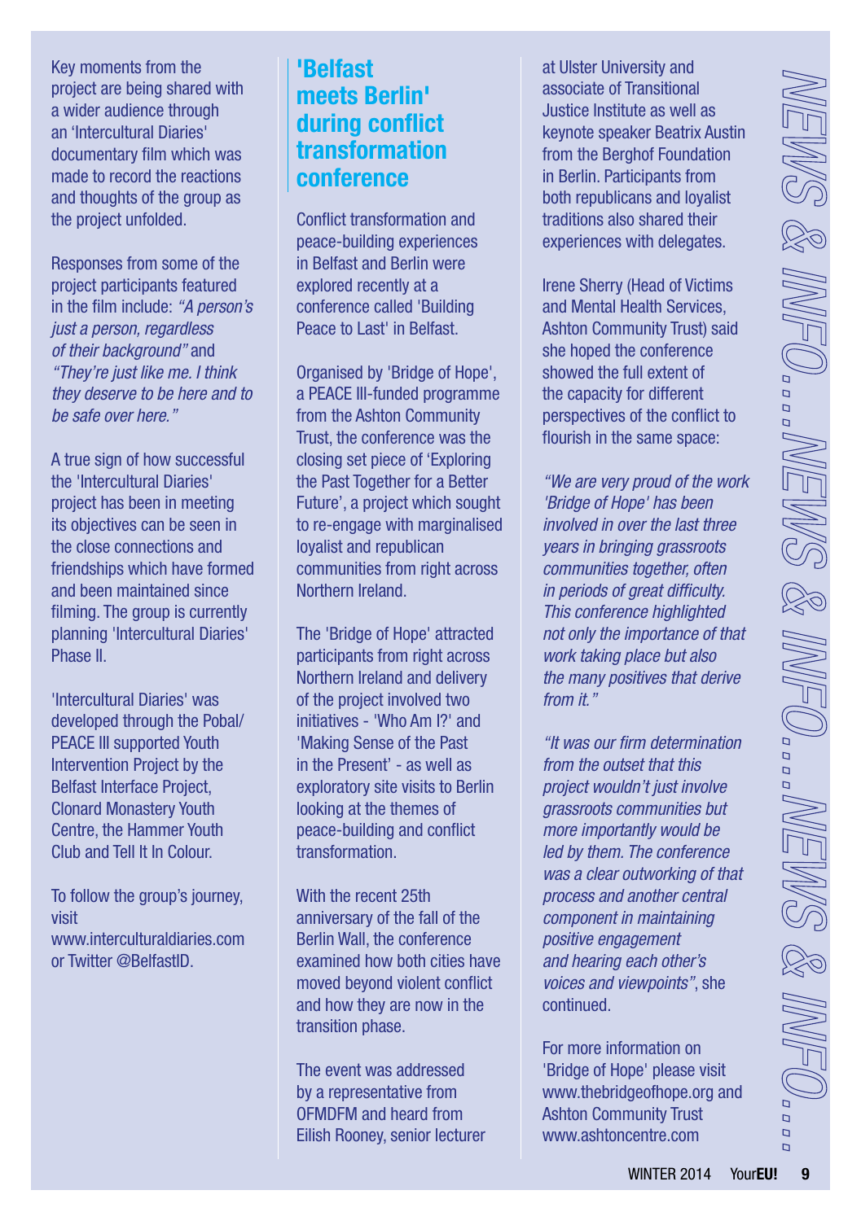Key moments from the project are being shared with a wider audience through an 'Intercultural Diaries' documentary film which was made to record the reactions and thoughts of the group as the project unfolded.

Responses from some of the project participants featured in the film include: *"A person's just a person, regardless of their background"* and *"They're just like me. I think they deserve to be here and to be safe over here."*

A true sign of how successful the 'Intercultural Diaries' project has been in meeting its objectives can be seen in the close connections and friendships which have formed and been maintained since filming. The group is currently planning 'Intercultural Diaries' Phase II.

'Intercultural Diaries' was developed through the Pobal/ PEACE III supported Youth Intervention Project by the Belfast Interface Project, Clonard Monastery Youth Centre, the Hammer Youth Club and Tell It In Colour.

To follow the group's journey, visit www.interculturaldiaries.com or Twitter @BelfastID.

## 'Belfast meets Berlin' during conflict transformation conference

Conflict transformation and peace-building experiences in Belfast and Berlin were explored recently at a conference called 'Building Peace to Last' in Belfast.

Organised by 'Bridge of Hope', a PEACE III-funded programme from the Ashton Community Trust, the conference was the closing set piece of 'Exploring the Past Together for a Better Future', a project which sought to re-engage with marginalised loyalist and republican communities from right across Northern Ireland.

The 'Bridge of Hope' attracted participants from right across Northern Ireland and delivery of the project involved two initiatives - 'Who Am I?' and 'Making Sense of the Past in the Present' - as well as exploratory site visits to Berlin looking at the themes of peace-building and conflict transformation.

With the recent 25th anniversary of the fall of the Berlin Wall, the conference examined how both cities have moved beyond violent conflict and how they are now in the transition phase.

The event was addressed by a representative from OFMDFM and heard from Eilish Rooney, senior lecturer at Ulster University and associate of Transitional Justice Institute as well as keynote speaker Beatrix Austin from the Berghof Foundation in Berlin. Participants from both republicans and loyalist traditions also shared their experiences with delegates.

Irene Sherry (Head of Victims and Mental Health Services, Ashton Community Trust) said she hoped the conference showed the full extent of the capacity for different perspectives of the conflict to flourish in the same space:

*"We are very proud of the work 'Bridge of Hope' has been involved in over the last three years in bringing grassroots communities together, often in periods of great difficulty. This conference highlighted not only the importance of that work taking place but also the many positives that derive from it."*

*"It was our firm determination from the outset that this project wouldn't just involve grassroots communities but more importantly would be led by them. The conference was a clear outworking of that process and another central component in maintaining positive engagement and hearing each other's voices and viewpoints"*, she continued.

For more information on 'Bridge of Hope' please visit www.thebridgeofhope.org and Ashton Community Trust www.ashtoncentre.com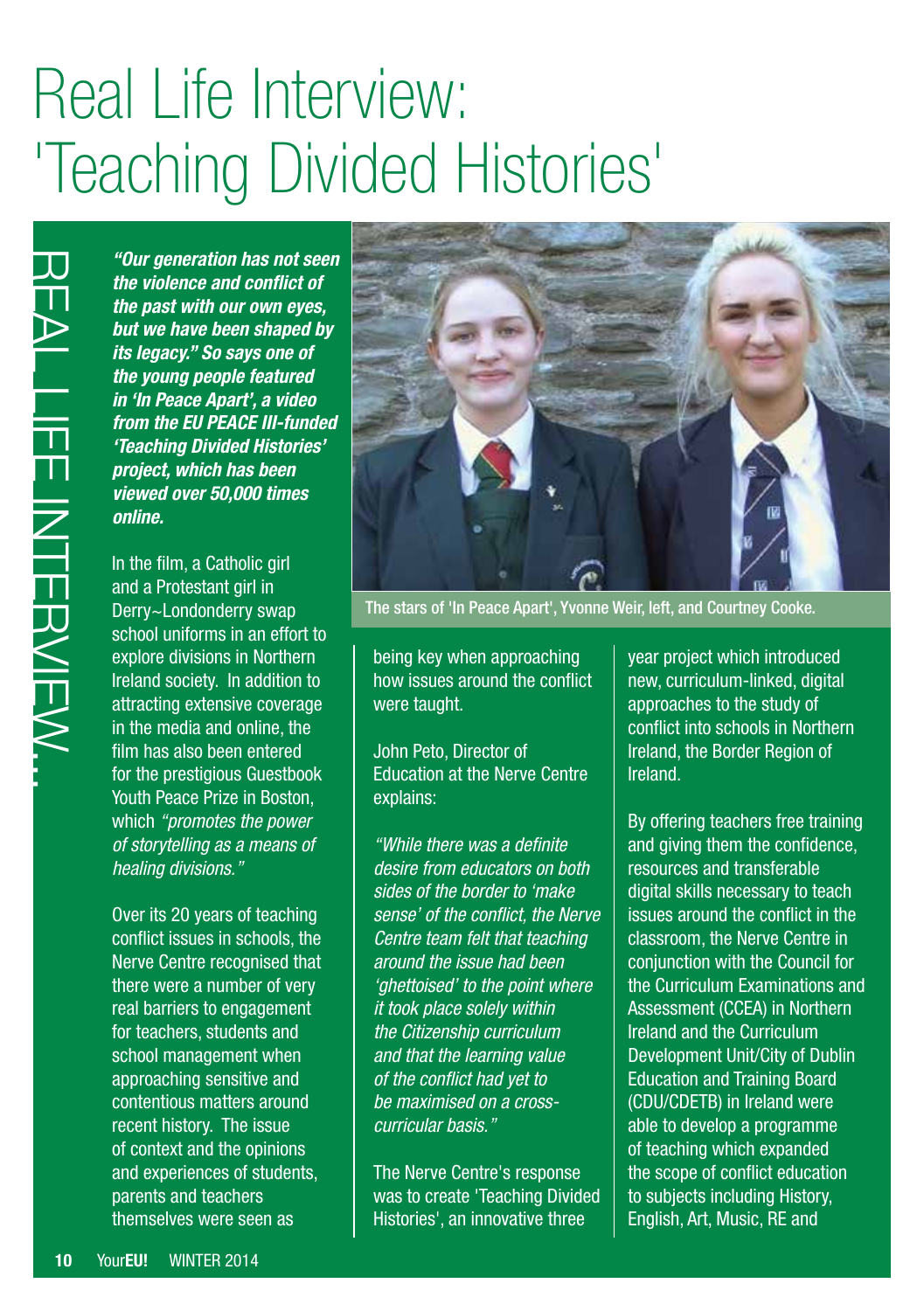# Real Life Interview: 'Teaching Divided Histories'

REAL LIFE INTERVIEW...

***"Our generation has not seen the violence and conflict of the past with our own eyes, but we have been shaped by its legacy." So says one of the young people featured in 'In Peace Apart', a video from the EU PEACE III-funded 'Teaching Divided Histories' project, which has been viewed over 50,000 times online.***

In the film, a Catholic girl and a Protestant girl in Derry~Londonderry swap school uniforms in an effort to explore divisions in Northern Ireland society. In addition to attracting extensive coverage in the media and online, the film has also been entered for the prestigious Guestbook Youth Peace Prize in Boston, which *"promotes the power of storytelling as a means of healing divisions."*

The stars of 'In Peace Apart', Yvonne Weir, left, and Courtney Cooke.

Over its 20 years of teaching conflict issues in schools, the Nerve Centre recognised that there were a number of very real barriers to engagement for teachers, students and school management when approaching sensitive and contentious matters around recent history. The issue of context and the opinions and experiences of students, parents and teachers themselves were seen as being key when approaching how issues around the conflict were taught.

John Peto, Director of Education at the Nerve Centre explains:

*"While there was a definite desire from educators on both sides of the border to 'make sense' of the conflict, the Nerve Centre team felt that teaching around the issue had been 'ghettoised' to the point where it took place solely within the Citizenship curriculum and that the learning value of the conflict had yet to be maximised on a cross-curricular basis."*

The Nerve Centre's response was to create 'Teaching Divided Histories', an innovative three year project which introduced new, curriculum-linked, digital approaches to the study of conflict into schools in Northern Ireland, the Border Region of Ireland.

By offering teachers free training and giving them the confidence, resources and transferable digital skills necessary to teach issues around the conflict in the classroom, the Nerve Centre in conjunction with the Council for the Curriculum Examinations and Assessment (CCEA) in Northern Ireland and the Curriculum Development Unit/City of Dublin Education and Training Board (CDU/CDETB) in Ireland were able to develop a programme of teaching which expanded the scope of conflict education to subjects including History, English, Art, Music, RE and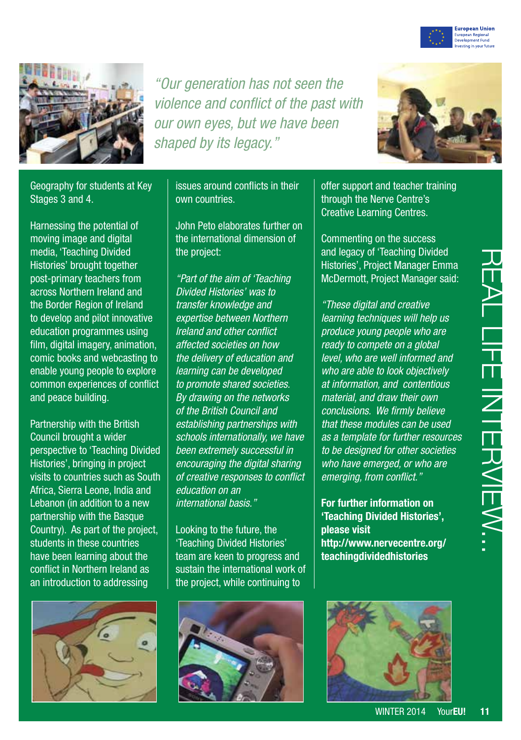*"Our generation has not seen the violence and conflict of the past with our own eyes, but we have been shaped by its legacy."*

Geography for students at Key Stages 3 and 4.

Harnessing the potential of moving image and digital media, 'Teaching Divided Histories' brought together post-primary teachers from across Northern Ireland and the Border Region of Ireland to develop and pilot innovative education programmes using film, digital imagery, animation, comic books and webcasting to enable young people to explore common experiences of conflict and peace building.

Partnership with the British Council brought a wider perspective to 'Teaching Divided Histories', bringing in project visits to countries such as South Africa, Sierra Leone, India and Lebanon (in addition to a new partnership with the Basque Country). As part of the project, students in these countries have been learning about the conflict in Northern Ireland as an introduction to addressing issues around conflicts in their own countries.

John Peto elaborates further on the international dimension of the project:

*"Part of the aim of 'Teaching Divided Histories' was to transfer knowledge and expertise between Northern Ireland and other conflict affected societies on how the delivery of education and learning can be developed to promote shared societies. By drawing on the networks of the British Council and establishing partnerships with schools internationally, we have been extremely successful in encouraging the digital sharing of creative responses to conflict education on an international basis."*

Looking to the future, the 'Teaching Divided Histories' team are keen to progress and sustain the international work of the project, while continuing to offer support and teacher training through the Nerve Centre's Creative Learning Centres.

Commenting on the success and legacy of 'Teaching Divided Histories', Project Manager Emma McDermott, Project Manager said:

*"These digital and creative learning techniques will help us produce young people who are ready to compete on a global level, who are well informed and who are able to look objectively at information, and contentious material, and draw their own conclusions. We firmly believe that these modules can be used as a template for further resources to be designed for other societies who have emerged, or who are emerging, from conflict."*

**For further information on 'Teaching Divided Histories', please visit http://www.nervecentre.org/teachingdividedhistories**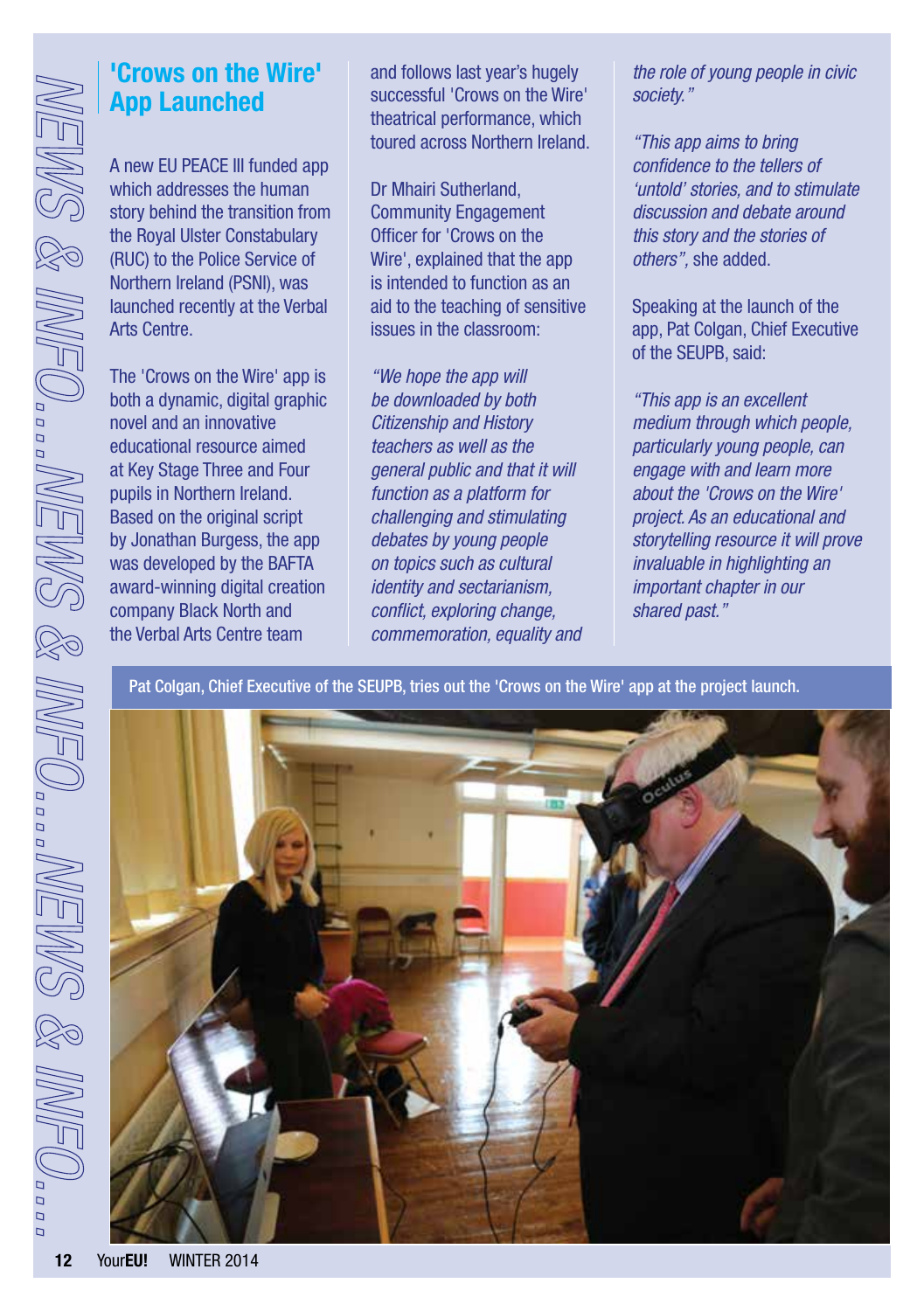# 'Crows on the Wire' App Launched

A new EU PEACE III funded app which addresses the human story behind the transition from the Royal Ulster Constabulary (RUC) to the Police Service of Northern Ireland (PSNI), was launched recently at the Verbal Arts Centre.

The 'Crows on the Wire' app is both a dynamic, digital graphic novel and an innovative educational resource aimed at Key Stage Three and Four pupils in Northern Ireland. Based on the original script by Jonathan Burgess, the app was developed by the BAFTA award-winning digital creation company Black North and the Verbal Arts Centre team and follows last year's hugely successful 'Crows on the Wire' theatrical performance, which toured across Northern Ireland.

Dr Mhairi Sutherland, Community Engagement Officer for 'Crows on the Wire', explained that the app is intended to function as an aid to the teaching of sensitive issues in the classroom:

*"We hope the app will be downloaded by both Citizenship and History teachers as well as the general public and that it will function as a platform for challenging and stimulating debates by young people on topics such as cultural identity and sectarianism, conflict, exploring change, commemoration, equality and the role of young people in civic society."*

*"This app aims to bring confidence to the tellers of 'untold' stories, and to stimulate discussion and debate around this story and the stories of others"*, she added.

Speaking at the launch of the app, Pat Colgan, Chief Executive of the SEUPB, said:

*"This app is an excellent medium through which people, particularly young people, can engage with and learn more about the 'Crows on the Wire' project. As an educational and storytelling resource it will prove invaluable in highlighting an important chapter in our shared past."*

Pat Colgan, Chief Executive of the SEUPB, tries out the 'Crows on the Wire' app at the project launch.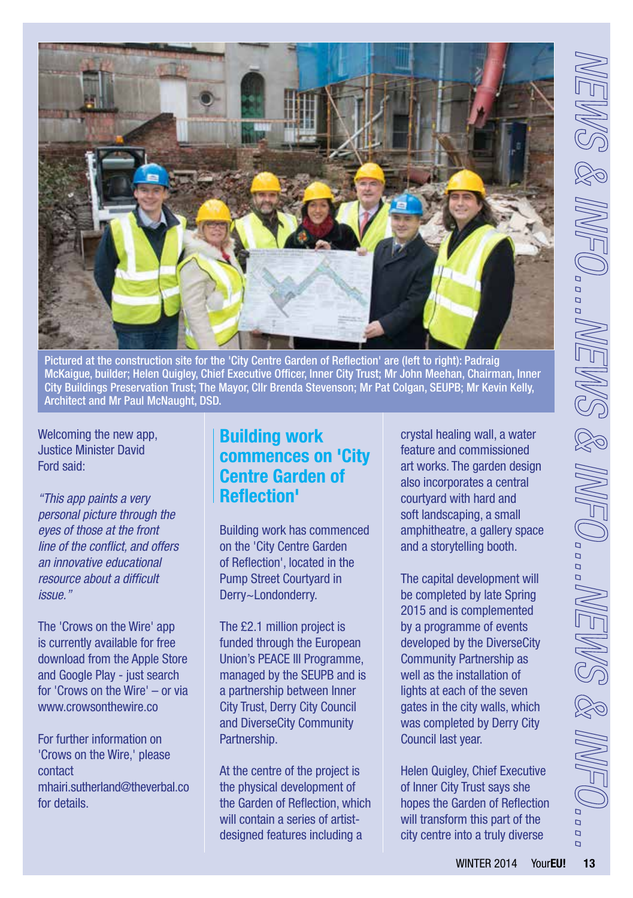Pictured at the construction site for the 'City Centre Garden of Reflection' are (left to right): Padraig McKaigue, builder; Helen Quigley, Chief Executive Officer, Inner City Trust; Mr John Meehan, Chairman, Inner City Buildings Preservation Trust; The Mayor, Cllr Brenda Stevenson; Mr Pat Colgan, SEUPB; Mr Kevin Kelly, Architect and Mr Paul McNaught, DSD.

Welcoming the new app, Justice Minister David Ford said:

*"This app paints a very personal picture through the eyes of those at the front line of the conflict, and offers an innovative educational resource about a difficult issue."*

The 'Crows on the Wire' app is currently available for free download from the Apple Store and Google Play - just search for 'Crows on the Wire' – or via www.crowsonthewire.co

For further information on 'Crows on the Wire,' please contact mhairi.sutherland@theverbal.co for details.

## Building work commences on 'City Centre Garden of Reflection'

Building work has commenced on the 'City Centre Garden of Reflection', located in the Pump Street Courtyard in Derry~Londonderry.

The £2.1 million project is funded through the European Union's PEACE III Programme, managed by the SEUPB and is a partnership between Inner City Trust, Derry City Council and DiverseCity Community Partnership.

At the centre of the project is the physical development of the Garden of Reflection, which will contain a series of artist-designed features including a crystal healing wall, a water feature and commissioned art works. The garden design also incorporates a central courtyard with hard and soft landscaping, a small amphitheatre, a gallery space and a storytelling booth.

The capital development will be completed by late Spring 2015 and is complemented by a programme of events developed by the DiverseCity Community Partnership as well as the installation of lights at each of the seven gates in the city walls, which was completed by Derry City Council last year.

Helen Quigley, Chief Executive of Inner City Trust says she hopes the Garden of Reflection will transform this part of the city centre into a truly diverse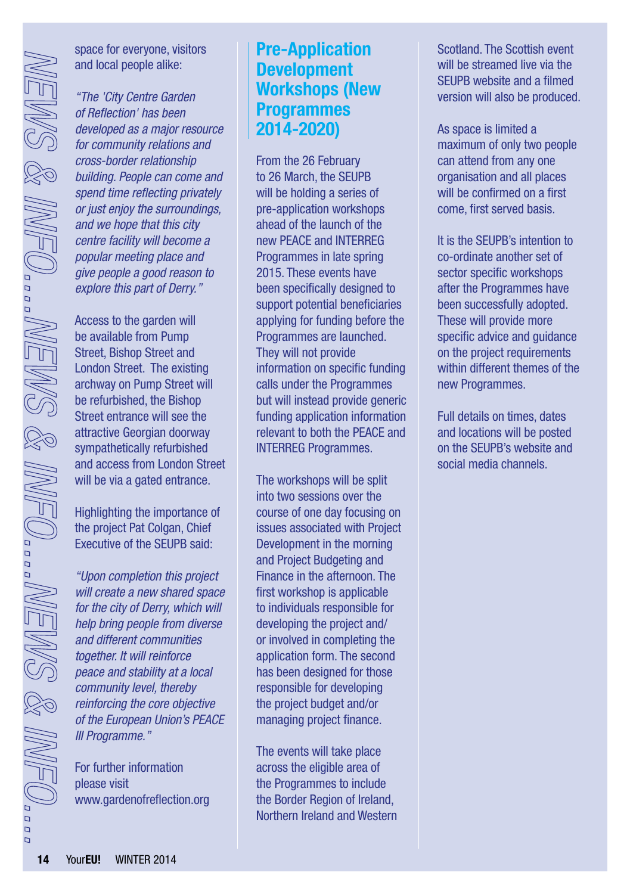space for everyone, visitors and local people alike:

*"The 'City Centre Garden of Reflection' has been developed as a major resource for community relations and cross-border relationship building. People can come and spend time reflecting privately or just enjoy the surroundings, and we hope that this city centre facility will become a popular meeting place and give people a good reason to explore this part of Derry."*

Access to the garden will be available from Pump Street, Bishop Street and London Street. The existing archway on Pump Street will be refurbished, the Bishop Street entrance will see the attractive Georgian doorway sympathetically refurbished and access from London Street will be via a gated entrance.

Highlighting the importance of the project Pat Colgan, Chief Executive of the SEUPB said:

*"Upon completion this project will create a new shared space for the city of Derry, which will help bring people from diverse and different communities together. It will reinforce peace and stability at a local community level, thereby reinforcing the core objective of the European Union's PEACE III Programme."*

For further information please visit www.gardenofreflection.org

## Pre-Application Development Workshops (New Programmes 2014-2020)

From the 26 February to 26 March, the SEUPB will be holding a series of pre-application workshops ahead of the launch of the new PEACE and INTERREG Programmes in late spring 2015. These events have been specifically designed to support potential beneficiaries applying for funding before the Programmes are launched. They will not provide information on specific funding calls under the Programmes but will instead provide generic funding application information relevant to both the PEACE and INTERREG Programmes.

The workshops will be split into two sessions over the course of one day focusing on issues associated with Project Development in the morning and Project Budgeting and Finance in the afternoon. The first workshop is applicable to individuals responsible for developing the project and/or involved in completing the application form. The second has been designed for those responsible for developing the project budget and/or managing project finance.

The events will take place across the eligible area of the Programmes to include the Border Region of Ireland, Northern Ireland and Western Scotland. The Scottish event will be streamed live via the SEUPB website and a filmed version will also be produced.

As space is limited a maximum of only two people can attend from any one organisation and all places will be confirmed on a first come, first served basis.

It is the SEUPB's intention to co-ordinate another set of sector specific workshops after the Programmes have been successfully adopted. These will provide more specific advice and guidance on the project requirements within different themes of the new Programmes.

Full details on times, dates and locations will be posted on the SEUPB's website and social media channels.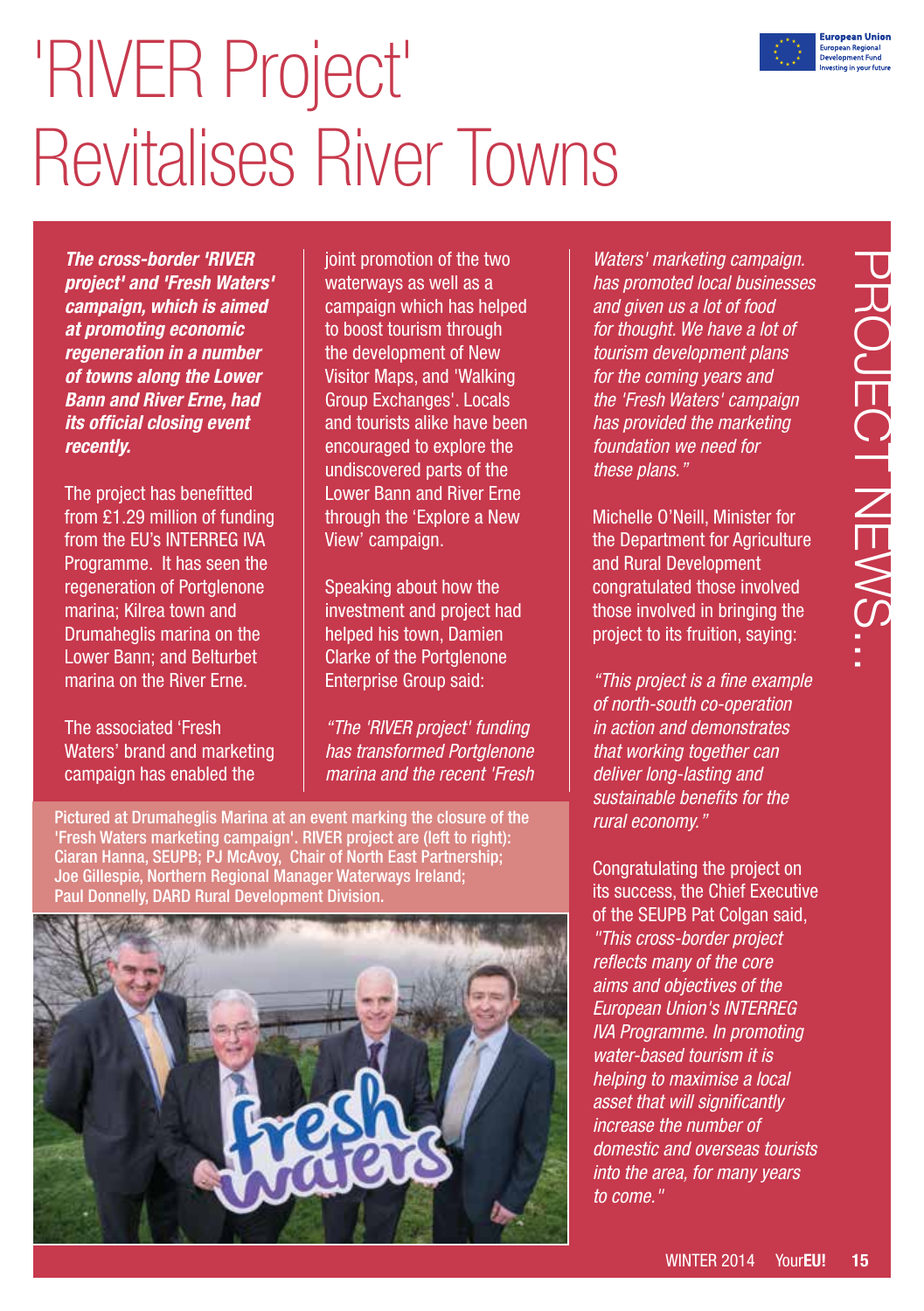# 'RIVER Project' Revitalises River Towns

***The cross-border 'RIVER project' and 'Fresh Waters' campaign, which is aimed at promoting economic regeneration in a number of towns along the Lower Bann and River Erne, had its official closing event recently.***

The project has benefitted from £1.29 million of funding from the EU's INTERREG IVA Programme. It has seen the regeneration of Portglenone marina; Kilrea town and Drumaheglis marina on the Lower Bann; and Belturbet marina on the River Erne.

The associated 'Fresh Waters' brand and marketing campaign has enabled the joint promotion of the two waterways as well as a campaign which has helped to boost tourism through the development of New Visitor Maps, and 'Walking Group Exchanges'. Locals and tourists alike have been encouraged to explore the undiscovered parts of the Lower Bann and River Erne through the 'Explore a New View' campaign.

Speaking about how the investment and project had helped his town, Damien Clarke of the Portglenone Enterprise Group said:

*"The 'RIVER project' funding has transformed Portglenone marina and the recent 'Fresh Waters' marketing campaign. has promoted local businesses and given us a lot of food for thought. We have a lot of tourism development plans for the coming years and the 'Fresh Waters' campaign has provided the marketing foundation we need for these plans."*

Pictured at Drumaheglis Marina at an event marking the closure of the 'Fresh Waters marketing campaign'. RIVER project are (left to right): Ciaran Hanna, SEUPB; PJ McAvoy, Chair of North East Partnership; Joe Gillespie, Northern Regional Manager Waterways Ireland; Paul Donnelly, DARD Rural Development Division.

Michelle O'Neill, Minister for the Department for Agriculture and Rural Development congratulated those involved those involved in bringing the project to its fruition, saying:

*"This project is a fine example of north-south co-operation in action and demonstrates that working together can deliver long-lasting and sustainable benefits for the rural economy."*

Congratulating the project on its success, the Chief Executive of the SEUPB Pat Colgan said, *"This cross-border project reflects many of the core aims and objectives of the European Union's INTERREG IVA Programme. In promoting water-based tourism it is helping to maximise a local asset that will significantly increase the number of domestic and overseas tourists into the area, for many years to come."*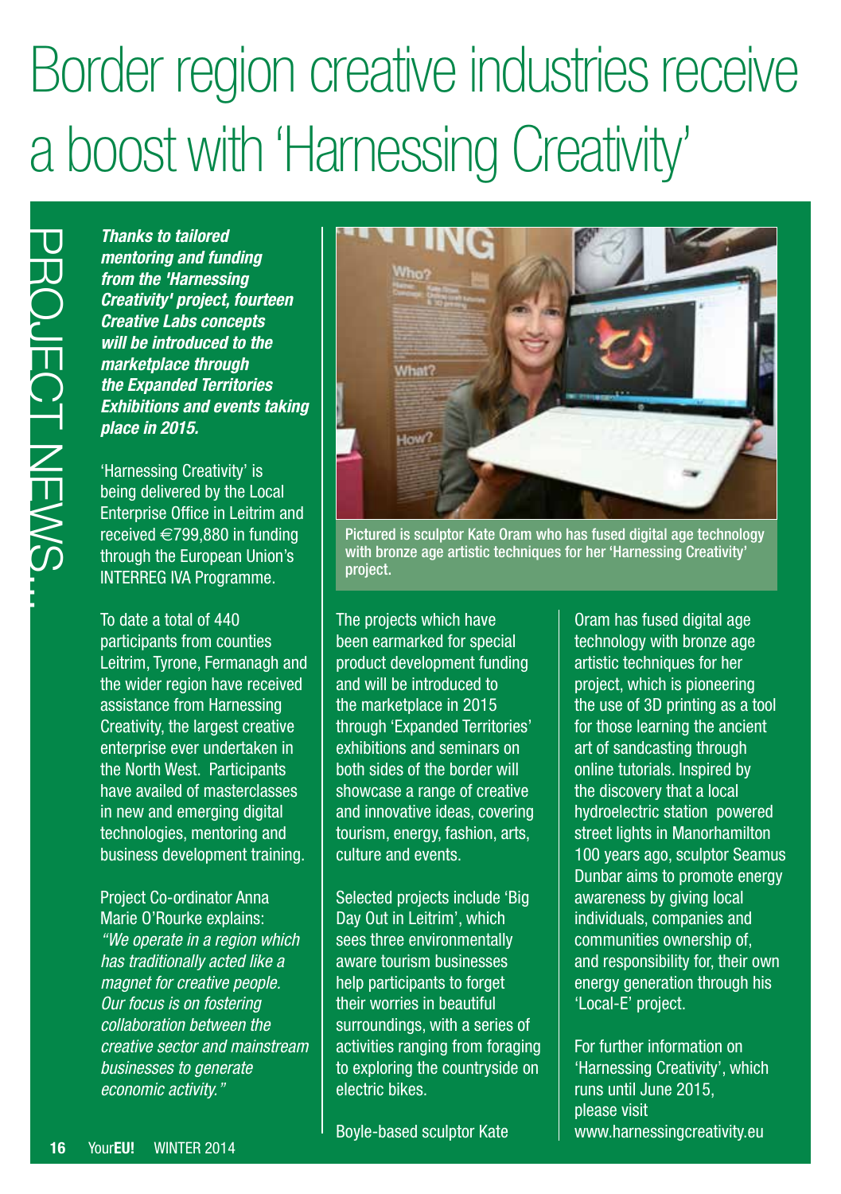# Border region creative industries receive a boost with 'Harnessing Creativity'

PROJECT NEWS...

***Thanks to tailored mentoring and funding from the 'Harnessing Creativity' project, fourteen Creative Labs concepts will be introduced to the marketplace through the Expanded Territories Exhibitions and events taking place in 2015.***

'Harnessing Creativity' is being delivered by the Local Enterprise Office in Leitrim and received €799,880 in funding through the European Union's INTERREG IVA Programme.

To date a total of 440 participants from counties Leitrim, Tyrone, Fermanagh and the wider region have received assistance from Harnessing Creativity, the largest creative enterprise ever undertaken in the North West. Participants have availed of masterclasses in new and emerging digital technologies, mentoring and business development training.

Project Co-ordinator Anna Marie O'Rourke explains: *"We operate in a region which has traditionally acted like a magnet for creative people. Our focus is on fostering collaboration between the creative sector and mainstream businesses to generate economic activity."*

Pictured is sculptor Kate Oram who has fused digital age technology with bronze age artistic techniques for her 'Harnessing Creativity' project.

The projects which have been earmarked for special product development funding and will be introduced to the marketplace in 2015 through 'Expanded Territories' exhibitions and seminars on both sides of the border will showcase a range of creative and innovative ideas, covering tourism, energy, fashion, arts, culture and events.

Selected projects include 'Big Day Out in Leitrim', which sees three environmentally aware tourism businesses help participants to forget their worries in beautiful surroundings, with a series of activities ranging from foraging to exploring the countryside on electric bikes.

Boyle-based sculptor Kate Oram has fused digital age technology with bronze age artistic techniques for her project, which is pioneering the use of 3D printing as a tool for those learning the ancient art of sandcasting through online tutorials. Inspired by the discovery that a local hydroelectric station powered street lights in Manorhamilton 100 years ago, sculptor Seamus Dunbar aims to promote energy awareness by giving local individuals, companies and communities ownership of, and responsibility for, their own energy generation through his 'Local-E' project.

For further information on 'Harnessing Creativity', which runs until June 2015, please visit www.harnessingcreativity.eu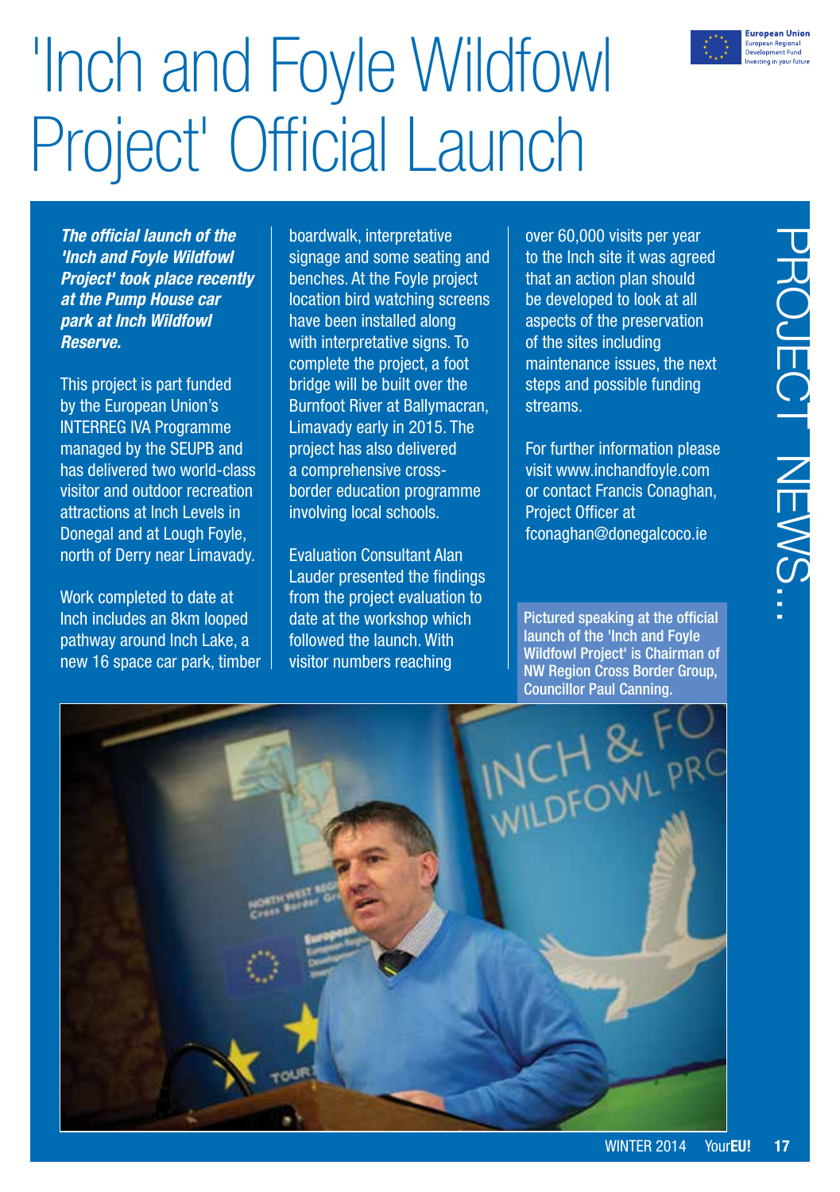# 'Inch and Foyle Wildfowl Project' Official Launch

***The official launch of the 'Inch and Foyle Wildfowl Project' took place recently at the Pump House car park at Inch Wildfowl Reserve.***

This project is part funded by the European Union's INTERREG IVA Programme managed by the SEUPB and has delivered two world-class visitor and outdoor recreation attractions at Inch Levels in Donegal and at Lough Foyle, north of Derry near Limavady.

Work completed to date at Inch includes an 8km looped pathway around Inch Lake, a new 16 space car park, timber boardwalk, interpretative signage and some seating and benches. At the Foyle project location bird watching screens have been installed along with interpretative signs. To complete the project, a foot bridge will be built over the Burnfoot River at Ballymacran, Limavady early in 2015. The project has also delivered a comprehensive cross-border education programme involving local schools.

Evaluation Consultant Alan Lauder presented the findings from the project evaluation to date at the workshop which followed the launch. With visitor numbers reaching over 60,000 visits per year to the Inch site it was agreed that an action plan should be developed to look at all aspects of the preservation of the sites including maintenance issues, the next steps and possible funding streams.

For further information please visit www.inchandfoyle.com or contact Francis Conaghan, Project Officer at fconaghan@donegalcoco.ie

Pictured speaking at the official launch of the 'Inch and Foyle Wildfowl Project' is Chairman of NW Region Cross Border Group, Councillor Paul Canning.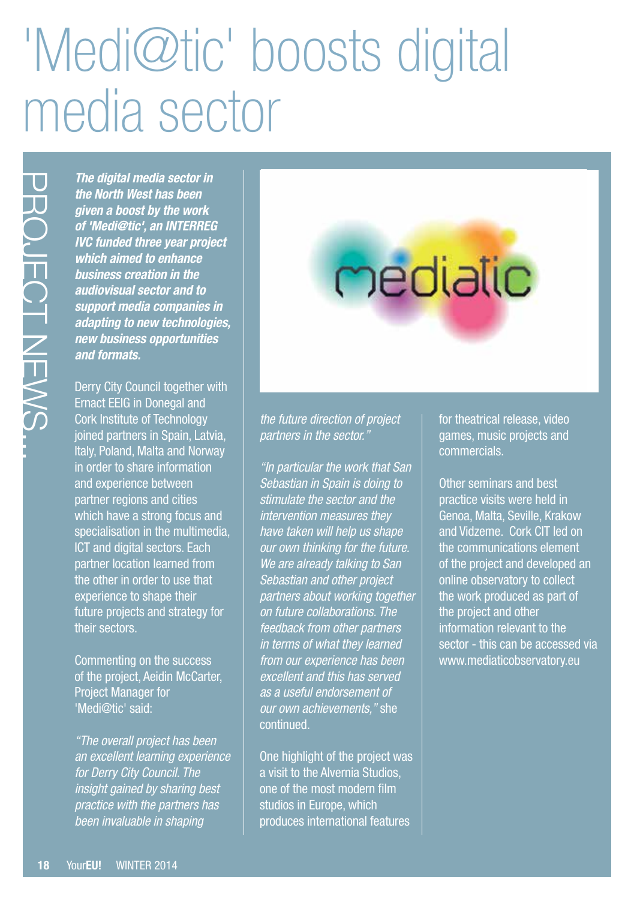# 'Medi@tic' boosts digital media sector

PROJECT NEWS...

***The digital media sector in the North West has been given a boost by the work of 'Medi@tic', an INTERREG IVC funded three year project which aimed to enhance business creation in the audiovisual sector and to support media companies in adapting to new technologies, new business opportunities and formats.***

Derry City Council together with Ernact EEIG in Donegal and Cork Institute of Technology joined partners in Spain, Latvia, Italy, Poland, Malta and Norway in order to share information and experience between partner regions and cities which have a strong focus and specialisation in the multimedia, ICT and digital sectors. Each partner location learned from the other in order to use that experience to shape their future projects and strategy for their sectors.

Commenting on the success of the project, Aeidin McCarter, Project Manager for 'Medi@tic' said:

*"The overall project has been an excellent learning experience for Derry City Council. The insight gained by sharing best practice with the partners has been invaluable in shaping the future direction of project partners in the sector."*

*"In particular the work that San Sebastian in Spain is doing to stimulate the sector and the intervention measures they have taken will help us shape our own thinking for the future. We are already talking to San Sebastian and other project partners about working together on future collaborations. The feedback from other partners in terms of what they learned from our experience has been excellent and this has served as a useful endorsement of our own achievements,"* she continued.

One highlight of the project was a visit to the Alvernia Studios, one of the most modern film studios in Europe, which produces international features for theatrical release, video games, music projects and commercials.

Other seminars and best practice visits were held in Genoa, Malta, Seville, Krakow and Vidzeme. Cork CIT led on the communications element of the project and developed an online observatory to collect the work produced as part of the project and other information relevant to the sector - this can be accessed via www.mediaticobservatory.eu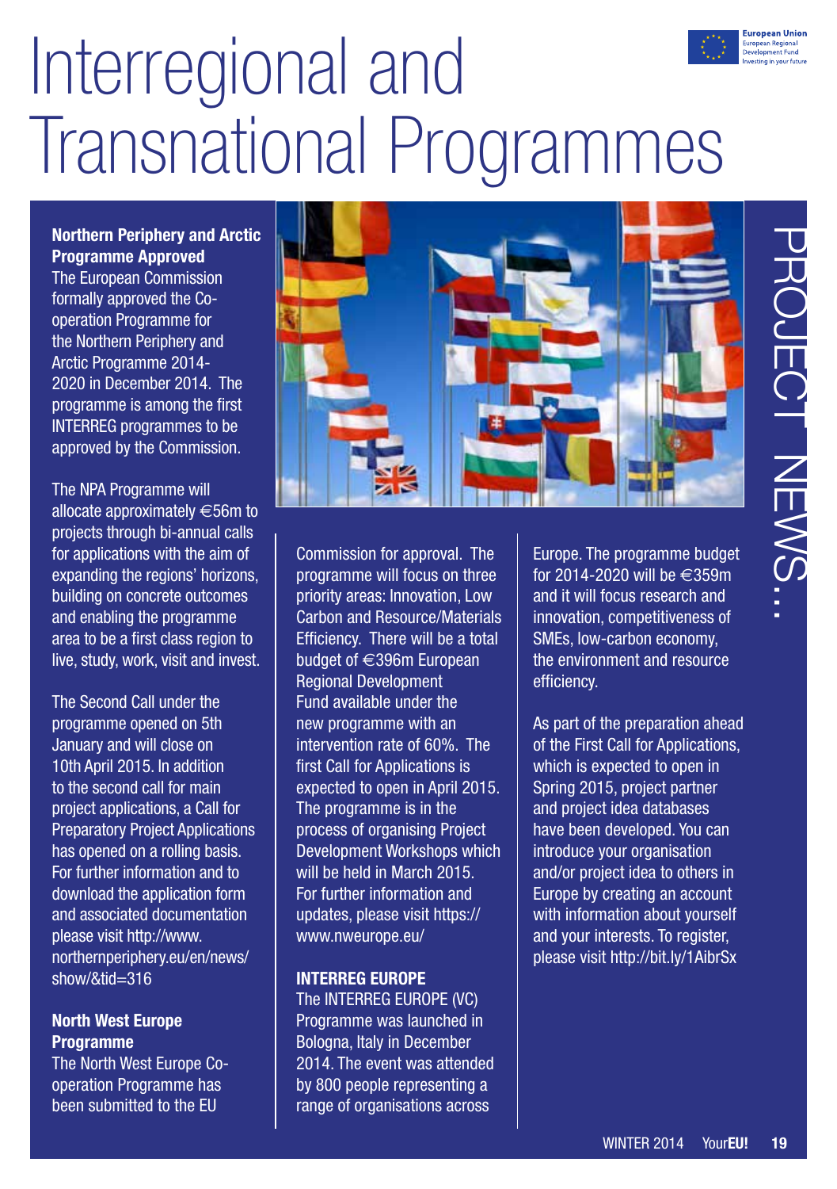# Interregional and Transnational Programmes

## PROJECT NEWS...

### Northern Periphery and Arctic Programme Approved

The European Commission formally approved the Co-operation Programme for the Northern Periphery and Arctic Programme 2014-2020 in December 2014. The programme is among the first INTERREG programmes to be approved by the Commission.

The NPA Programme will allocate approximately €56m to projects through bi-annual calls for applications with the aim of expanding the regions' horizons, building on concrete outcomes and enabling the programme area to be a first class region to live, study, work, visit and invest.

The Second Call under the programme opened on 5th January and will close on 10th April 2015. In addition to the second call for main project applications, a Call for Preparatory Project Applications has opened on a rolling basis. For further information and to download the application form and associated documentation please visit http://www.northernperiphery.eu/en/news/show/&tid=316

### North West Europe Programme

The North West Europe Co-operation Programme has been submitted to the EU Commission for approval. The programme will focus on three priority areas: Innovation, Low Carbon and Resource/Materials Efficiency. There will be a total budget of €396m European Regional Development Fund available under the new programme with an intervention rate of 60%. The first Call for Applications is expected to open in April 2015. The programme is in the process of organising Project Development Workshops which will be held in March 2015. For further information and updates, please visit https://www.nweurope.eu/

### INTERREG EUROPE

The INTERREG EUROPE (VC) Programme was launched in Bologna, Italy in December 2014. The event was attended by 800 people representing a range of organisations across Europe. The programme budget for 2014-2020 will be €359m and it will focus research and innovation, competitiveness of SMEs, low-carbon economy, the environment and resource efficiency.

As part of the preparation ahead of the First Call for Applications, which is expected to open in Spring 2015, project partner and project idea databases have been developed. You can introduce your organisation and/or project idea to others in Europe by creating an account with information about yourself and your interests. To register, please visit http://bit.ly/1AibrSx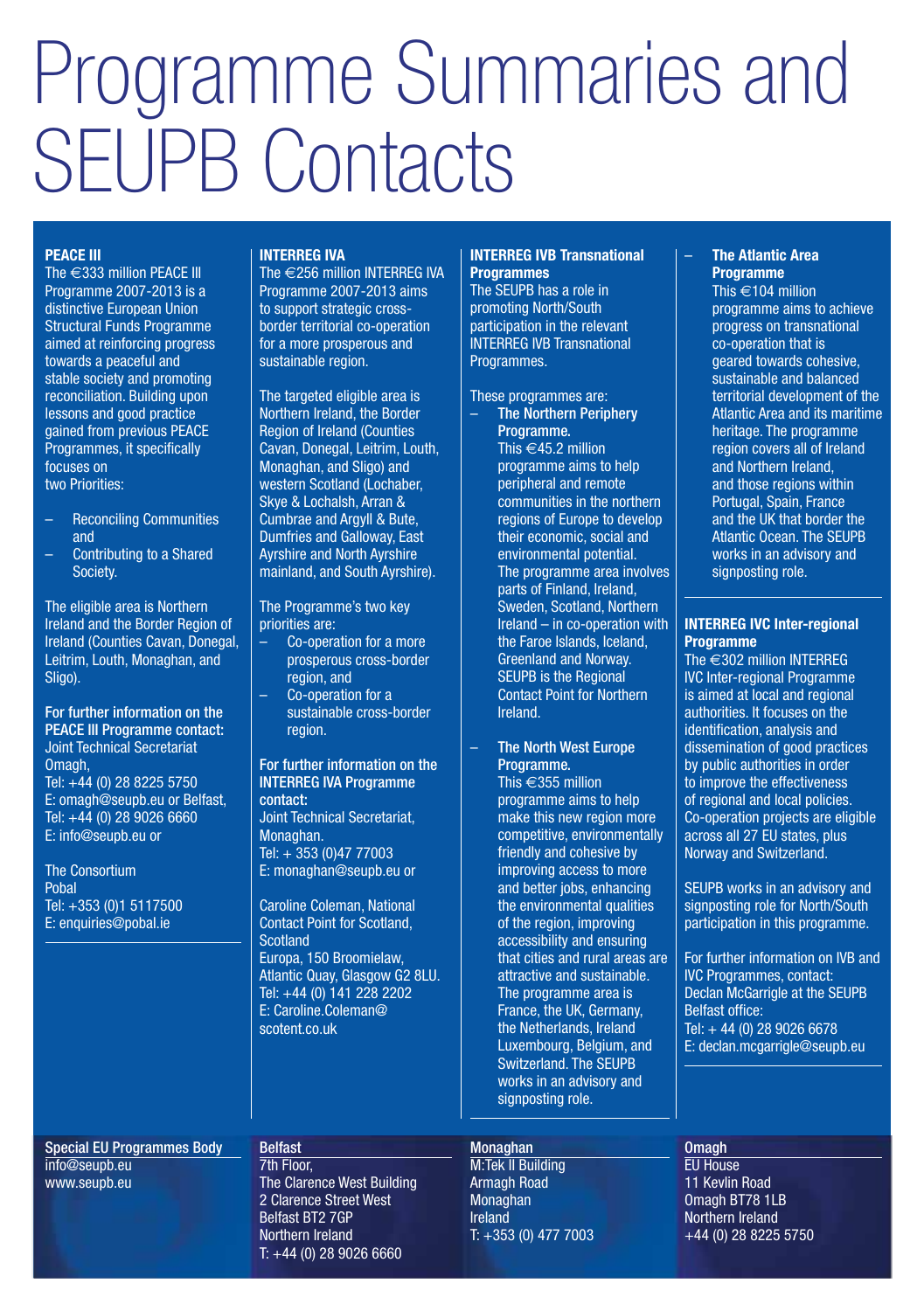# Programme Summaries and SEUPB Contacts

**PEACE III**

The €333 million PEACE III Programme 2007-2013 is a distinctive European Union Structural Funds Programme aimed at reinforcing progress towards a peaceful and stable society and promoting reconciliation. Building upon lessons and good practice gained from previous PEACE Programmes, it specifically focuses on two Priorities:

- Reconciling Communities and
- Contributing to a Shared Society.

The eligible area is Northern Ireland and the Border Region of Ireland (Counties Cavan, Donegal, Leitrim, Louth, Monaghan, and Sligo).

**For further information on the PEACE III Programme contact:**
Joint Technical Secretariat Omagh,
Tel: +44 (0) 28 8225 5750
E: omagh@seupb.eu or Belfast,
Tel: +44 (0) 28 9026 6660
E: info@seupb.eu or

The Consortium
Pobal
Tel: +353 (0)1 5117500
E: enquiries@pobal.ie

**INTERREG IVA**

The €256 million INTERREG IVA Programme 2007-2013 aims to support strategic cross-border territorial co-operation for a more prosperous and sustainable region.

The targeted eligible area is Northern Ireland, the Border Region of Ireland (Counties Cavan, Donegal, Leitrim, Louth, Monaghan, and Sligo) and western Scotland (Lochaber, Skye & Lochalsh, Arran & Cumbrae and Argyll & Bute, Dumfries and Galloway, East Ayrshire and North Ayrshire mainland, and South Ayrshire).

The Programme's two key priorities are:

- Co-operation for a more prosperous cross-border region, and
- Co-operation for a sustainable cross-border region.

**For further information on the INTERREG IVA Programme contact:**
Joint Technical Secretariat, Monaghan.
Tel: + 353 (0)47 77003
E: monaghan@seupb.eu or

Caroline Coleman, National Contact Point for Scotland, Scotland
Europa, 150 Broomielaw, Atlantic Quay, Glasgow G2 8LU.
Tel: +44 (0) 141 228 2202
E: Caroline.Coleman@scotent.co.uk

**INTERREG IVB Transnational Programmes**

The SEUPB has a role in promoting North/South participation in the relevant INTERREG IVB Transnational Programmes.

These programmes are:

- **The Northern Periphery Programme.**
  This €45.2 million programme aims to help peripheral and remote communities in the northern regions of Europe to develop their economic, social and environmental potential. The programme area involves parts of Finland, Ireland, Sweden, Scotland, Northern Ireland – in co-operation with the Faroe Islands, Iceland, Greenland and Norway. SEUPB is the Regional Contact Point for Northern Ireland.

- **The North West Europe Programme.**
  This €355 million programme aims to help make this new region more competitive, environmentally friendly and cohesive by improving access to more and better jobs, enhancing the environmental qualities of the region, improving accessibility and ensuring that cities and rural areas are attractive and sustainable. The programme area is France, the UK, Germany, the Netherlands, Ireland Luxembourg, Belgium, and Switzerland. The SEUPB works in an advisory and signposting role.

- **The Atlantic Area Programme**
  This €104 million programme aims to achieve progress on transnational co-operation that is geared towards cohesive, sustainable and balanced territorial development of the Atlantic Area and its maritime heritage. The programme region covers all of Ireland and Northern Ireland, and those regions within Portugal, Spain, France and the UK that border the Atlantic Ocean. The SEUPB works in an advisory and signposting role.

**INTERREG IVC Inter-regional Programme**

The €302 million INTERREG IVC Inter-regional Programme is aimed at local and regional authorities. It focuses on the identification, analysis and dissemination of good practices by public authorities in order to improve the effectiveness of regional and local policies. Co-operation projects are eligible across all 27 EU states, plus Norway and Switzerland.

SEUPB works in an advisory and signposting role for North/South participation in this programme.

For further information on IVB and IVC Programmes, contact:
Declan McGarrigle at the SEUPB Belfast office:
Tel: + 44 (0) 28 9026 6678
E: declan.mcgarrigle@seupb.eu

**Special EU Programmes Body**
info@seupb.eu
www.seupb.eu

**Belfast**
7th Floor,
The Clarence West Building
2 Clarence Street West
Belfast BT2 7GP
Northern Ireland
T: +44 (0) 28 9026 6660

**Monaghan**
M:Tek II Building
Armagh Road
Monaghan
Ireland
T: +353 (0) 477 7003

**Omagh**
EU House
11 Kevlin Road
Omagh BT78 1LB
Northern Ireland
+44 (0) 28 8225 5750